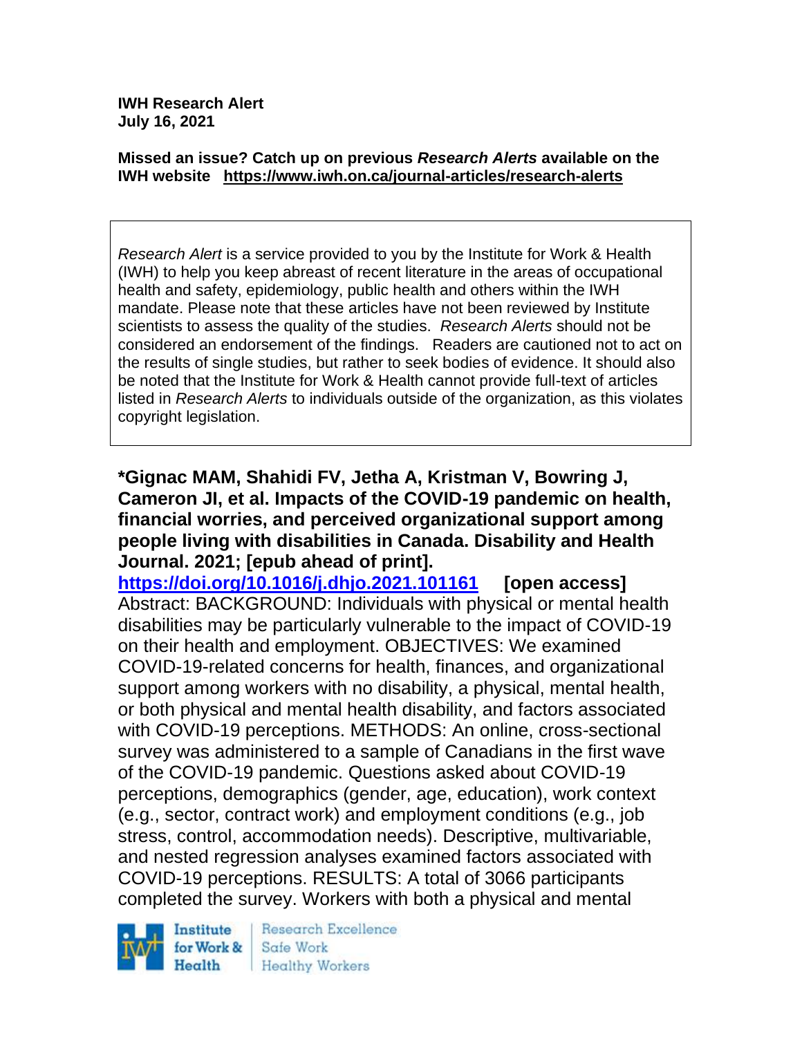**IWH Research Alert**
**July 16, 2021**

**Missed an issue? Catch up on previous *Research Alerts* available on the IWH website https://www.iwh.on.ca/journal-articles/research-alerts**

*Research Alert* is a service provided to you by the Institute for Work & Health (IWH) to help you keep abreast of recent literature in the areas of occupational health and safety, epidemiology, public health and others within the IWH mandate. Please note that these articles have not been reviewed by Institute scientists to assess the quality of the studies. *Research Alerts* should not be considered an endorsement of the findings. Readers are cautioned not to act on the results of single studies, but rather to seek bodies of evidence. It should also be noted that the Institute for Work & Health cannot provide full-text of articles listed in *Research Alerts* to individuals outside of the organization, as this violates copyright legislation.

**\*Gignac MAM, Shahidi FV, Jetha A, Kristman V, Bowring J, Cameron JI, et al. Impacts of the COVID-19 pandemic on health, financial worries, and perceived organizational support among people living with disabilities in Canada. Disability and Health Journal. 2021; [epub ahead of print].**
**https://doi.org/10.1016/j.dhjo.2021.101161 [open access]**
Abstract: BACKGROUND: Individuals with physical or mental health disabilities may be particularly vulnerable to the impact of COVID-19 on their health and employment. OBJECTIVES: We examined COVID-19-related concerns for health, finances, and organizational support among workers with no disability, a physical, mental health, or both physical and mental health disability, and factors associated with COVID-19 perceptions. METHODS: An online, cross-sectional survey was administered to a sample of Canadians in the first wave of the COVID-19 pandemic. Questions asked about COVID-19 perceptions, demographics (gender, age, education), work context (e.g., sector, contract work) and employment conditions (e.g., job stress, control, accommodation needs). Descriptive, multivariable, and nested regression analyses examined factors associated with COVID-19 perceptions. RESULTS: A total of 3066 participants completed the survey. Workers with both a physical and mental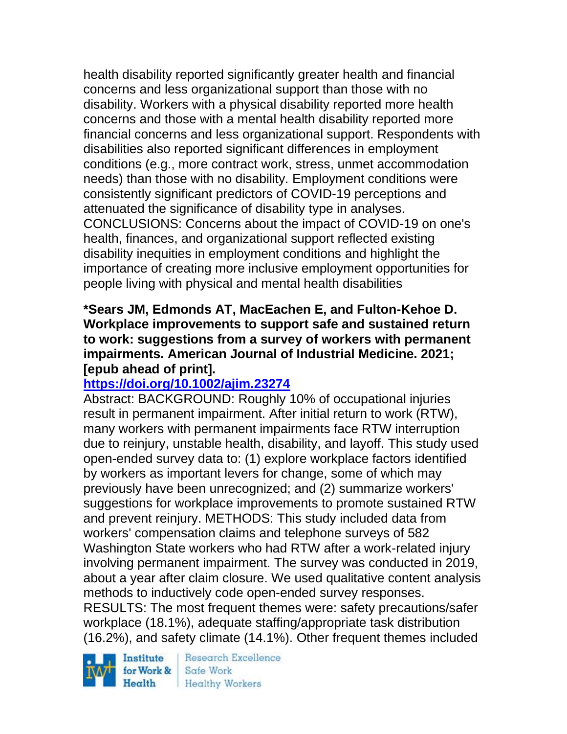health disability reported significantly greater health and financial concerns and less organizational support than those with no disability. Workers with a physical disability reported more health concerns and those with a mental health disability reported more financial concerns and less organizational support. Respondents with disabilities also reported significant differences in employment conditions (e.g., more contract work, stress, unmet accommodation needs) than those with no disability. Employment conditions were consistently significant predictors of COVID-19 perceptions and attenuated the significance of disability type in analyses. CONCLUSIONS: Concerns about the impact of COVID-19 on one's health, finances, and organizational support reflected existing disability inequities in employment conditions and highlight the importance of creating more inclusive employment opportunities for people living with physical and mental health disabilities

**\*Sears JM, Edmonds AT, MacEachen E, and Fulton-Kehoe D. Workplace improvements to support safe and sustained return to work: suggestions from a survey of workers with permanent impairments. American Journal of Industrial Medicine. 2021; [epub ahead of print].**

**https://doi.org/10.1002/ajim.23274**

Abstract: BACKGROUND: Roughly 10% of occupational injuries result in permanent impairment. After initial return to work (RTW), many workers with permanent impairments face RTW interruption due to reinjury, unstable health, disability, and layoff. This study used open-ended survey data to: (1) explore workplace factors identified by workers as important levers for change, some of which may previously have been unrecognized; and (2) summarize workers' suggestions for workplace improvements to promote sustained RTW and prevent reinjury. METHODS: This study included data from workers' compensation claims and telephone surveys of 582 Washington State workers who had RTW after a work-related injury involving permanent impairment. The survey was conducted in 2019, about a year after claim closure. We used qualitative content analysis methods to inductively code open-ended survey responses. RESULTS: The most frequent themes were: safety precautions/safer workplace (18.1%), adequate staffing/appropriate task distribution (16.2%), and safety climate (14.1%). Other frequent themes included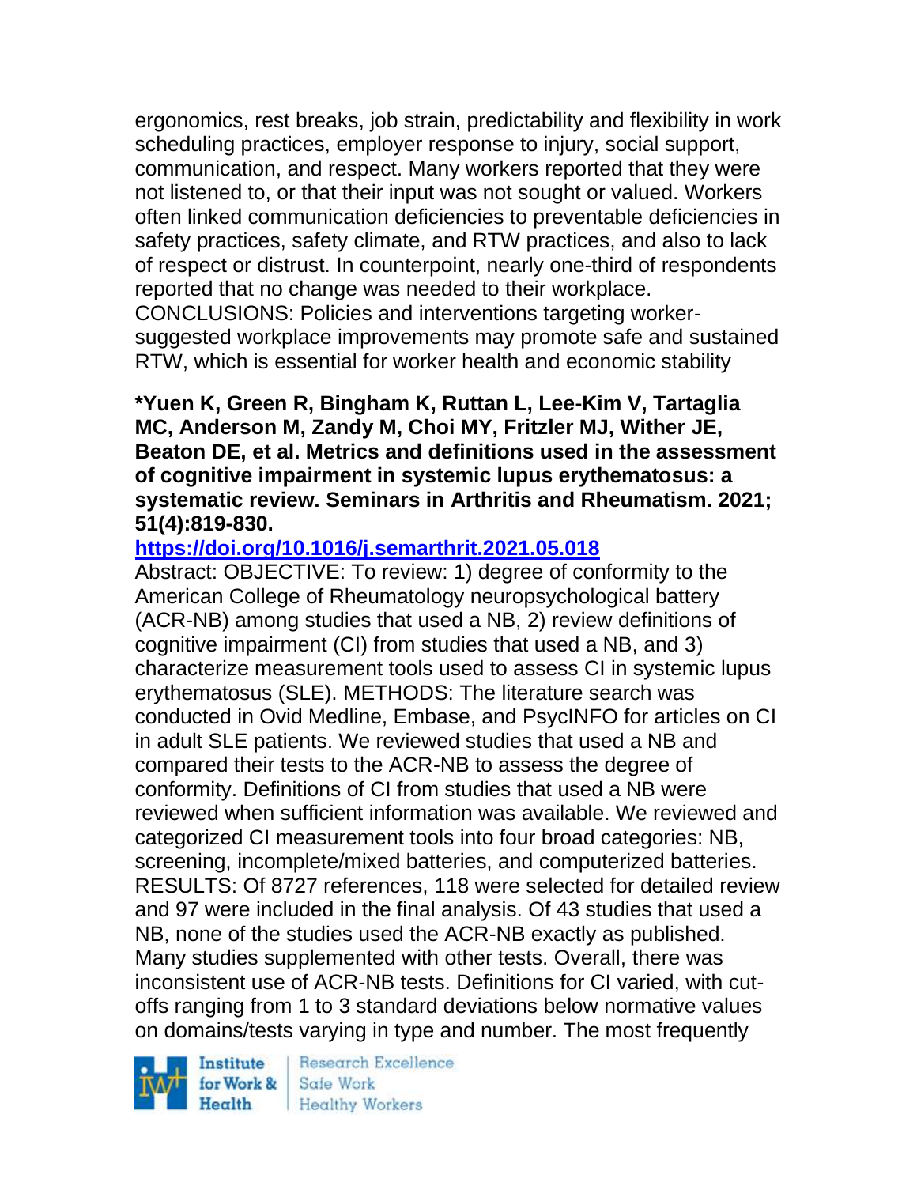ergonomics, rest breaks, job strain, predictability and flexibility in work scheduling practices, employer response to injury, social support, communication, and respect. Many workers reported that they were not listened to, or that their input was not sought or valued. Workers often linked communication deficiencies to preventable deficiencies in safety practices, safety climate, and RTW practices, and also to lack of respect or distrust. In counterpoint, nearly one-third of respondents reported that no change was needed to their workplace. CONCLUSIONS: Policies and interventions targeting worker-suggested workplace improvements may promote safe and sustained RTW, which is essential for worker health and economic stability

**\*Yuen K, Green R, Bingham K, Ruttan L, Lee-Kim V, Tartaglia MC, Anderson M, Zandy M, Choi MY, Fritzler MJ, Wither JE, Beaton DE, et al. Metrics and definitions used in the assessment of cognitive impairment in systemic lupus erythematosus: a systematic review. Seminars in Arthritis and Rheumatism. 2021; 51(4):819-830.**

**[https://doi.org/10.1016/j.semarthrit.2021.05.018](https://doi.org/10.1016/j.semarthrit.2021.05.018)**

Abstract: OBJECTIVE: To review: 1) degree of conformity to the American College of Rheumatology neuropsychological battery (ACR-NB) among studies that used a NB, 2) review definitions of cognitive impairment (CI) from studies that used a NB, and 3) characterize measurement tools used to assess CI in systemic lupus erythematosus (SLE). METHODS: The literature search was conducted in Ovid Medline, Embase, and PsycINFO for articles on CI in adult SLE patients. We reviewed studies that used a NB and compared their tests to the ACR-NB to assess the degree of conformity. Definitions of CI from studies that used a NB were reviewed when sufficient information was available. We reviewed and categorized CI measurement tools into four broad categories: NB, screening, incomplete/mixed batteries, and computerized batteries. RESULTS: Of 8727 references, 118 were selected for detailed review and 97 were included in the final analysis. Of 43 studies that used a NB, none of the studies used the ACR-NB exactly as published. Many studies supplemented with other tests. Overall, there was inconsistent use of ACR-NB tests. Definitions for CI varied, with cut-offs ranging from 1 to 3 standard deviations below normative values on domains/tests varying in type and number. The most frequently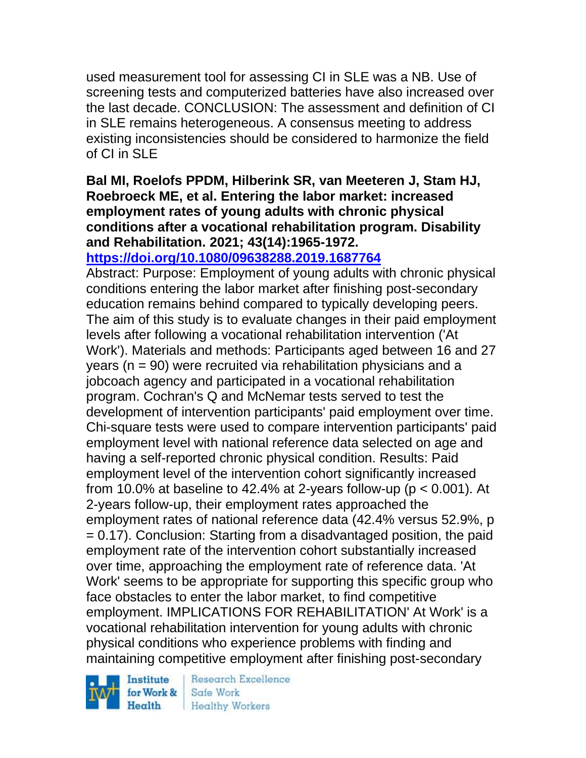used measurement tool for assessing CI in SLE was a NB. Use of screening tests and computerized batteries have also increased over the last decade. CONCLUSION: The assessment and definition of CI in SLE remains heterogeneous. A consensus meeting to address existing inconsistencies should be considered to harmonize the field of CI in SLE

**Bal MI, Roelofs PPDM, Hilberink SR, van Meeteren J, Stam HJ, Roebroeck ME, et al. Entering the labor market: increased employment rates of young adults with chronic physical conditions after a vocational rehabilitation program. Disability and Rehabilitation. 2021; 43(14):1965-1972. https://doi.org/10.1080/09638288.2019.1687764**

Abstract: Purpose: Employment of young adults with chronic physical conditions entering the labor market after finishing post-secondary education remains behind compared to typically developing peers. The aim of this study is to evaluate changes in their paid employment levels after following a vocational rehabilitation intervention ('At Work'). Materials and methods: Participants aged between 16 and 27 years (n = 90) were recruited via rehabilitation physicians and a jobcoach agency and participated in a vocational rehabilitation program. Cochran's Q and McNemar tests served to test the development of intervention participants' paid employment over time. Chi-square tests were used to compare intervention participants' paid employment level with national reference data selected on age and having a self-reported chronic physical condition. Results: Paid employment level of the intervention cohort significantly increased from 10.0% at baseline to 42.4% at 2-years follow-up ($p < 0.001$). At 2-years follow-up, their employment rates approached the employment rates of national reference data (42.4% versus 52.9%, $p = 0.17$). Conclusion: Starting from a disadvantaged position, the paid employment rate of the intervention cohort substantially increased over time, approaching the employment rate of reference data. 'At Work' seems to be appropriate for supporting this specific group who face obstacles to enter the labor market, to find competitive employment. IMPLICATIONS FOR REHABILITATION' At Work' is a vocational rehabilitation intervention for young adults with chronic physical conditions who experience problems with finding and maintaining competitive employment after finishing post-secondary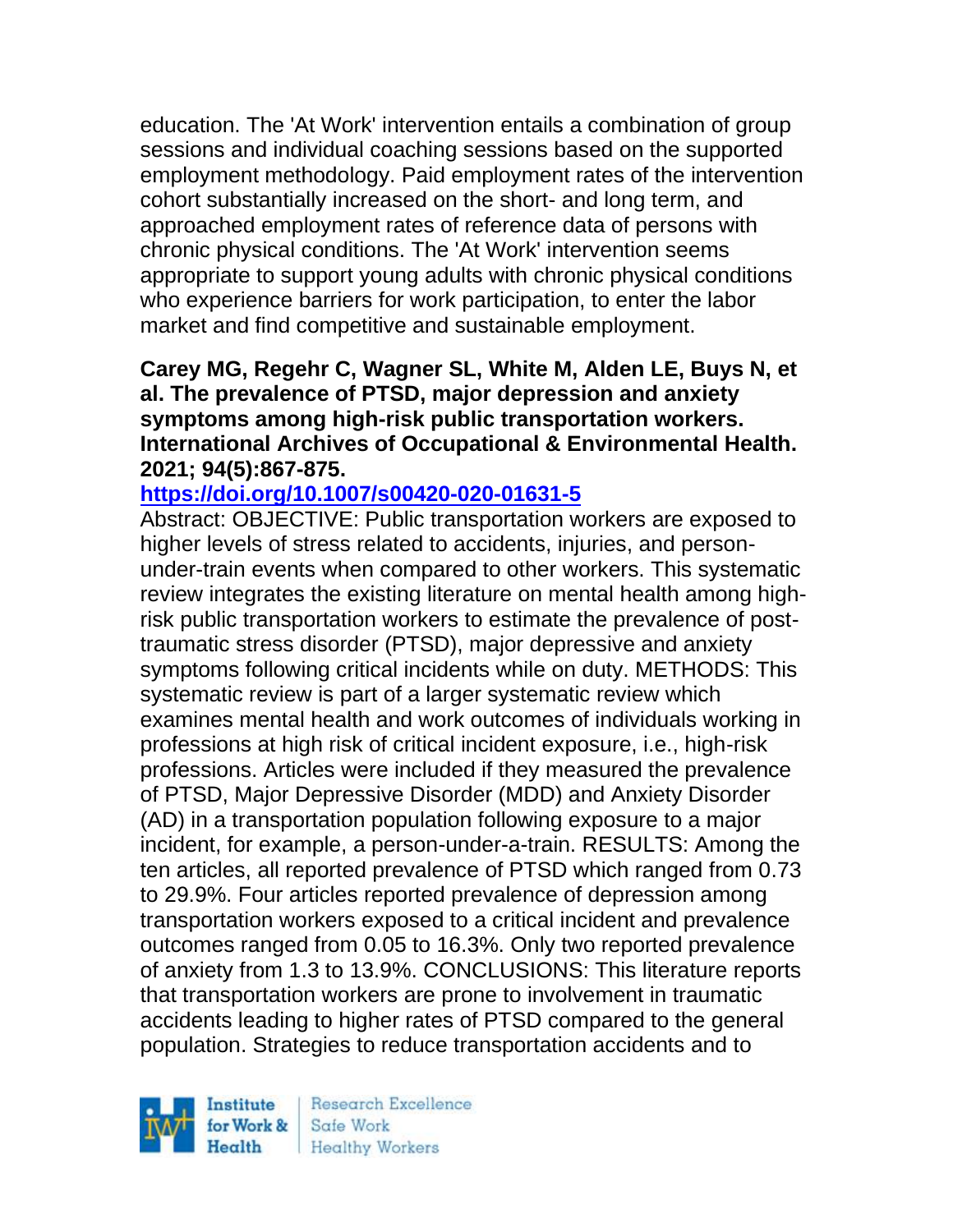education. The 'At Work' intervention entails a combination of group sessions and individual coaching sessions based on the supported employment methodology. Paid employment rates of the intervention cohort substantially increased on the short- and long term, and approached employment rates of reference data of persons with chronic physical conditions. The 'At Work' intervention seems appropriate to support young adults with chronic physical conditions who experience barriers for work participation, to enter the labor market and find competitive and sustainable employment.

**Carey MG, Regehr C, Wagner SL, White M, Alden LE, Buys N, et al. The prevalence of PTSD, major depression and anxiety symptoms among high-risk public transportation workers. International Archives of Occupational & Environmental Health. 2021; 94(5):867-875.**

**https://doi.org/10.1007/s00420-020-01631-5**

Abstract: OBJECTIVE: Public transportation workers are exposed to higher levels of stress related to accidents, injuries, and person-under-train events when compared to other workers. This systematic review integrates the existing literature on mental health among high-risk public transportation workers to estimate the prevalence of post-traumatic stress disorder (PTSD), major depressive and anxiety symptoms following critical incidents while on duty. METHODS: This systematic review is part of a larger systematic review which examines mental health and work outcomes of individuals working in professions at high risk of critical incident exposure, i.e., high-risk professions. Articles were included if they measured the prevalence of PTSD, Major Depressive Disorder (MDD) and Anxiety Disorder (AD) in a transportation population following exposure to a major incident, for example, a person-under-a-train. RESULTS: Among the ten articles, all reported prevalence of PTSD which ranged from 0.73 to 29.9%. Four articles reported prevalence of depression among transportation workers exposed to a critical incident and prevalence outcomes ranged from 0.05 to 16.3%. Only two reported prevalence of anxiety from 1.3 to 13.9%. CONCLUSIONS: This literature reports that transportation workers are prone to involvement in traumatic accidents leading to higher rates of PTSD compared to the general population. Strategies to reduce transportation accidents and to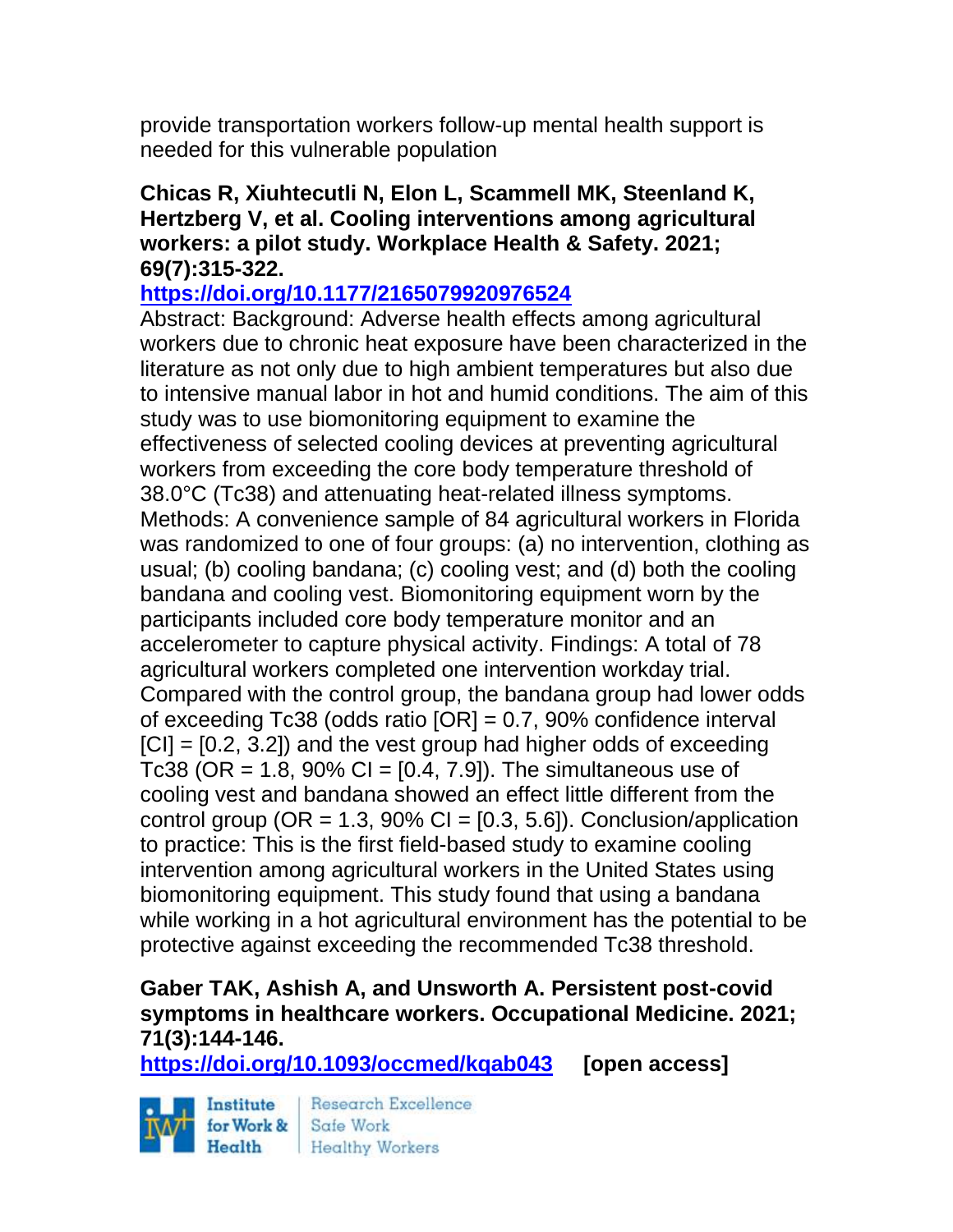provide transportation workers follow-up mental health support is needed for this vulnerable population

**Chicas R, Xiuhtecutli N, Elon L, Scammell MK, Steenland K, Hertzberg V, et al. Cooling interventions among agricultural workers: a pilot study. Workplace Health & Safety. 2021; 69(7):315-322.**

**https://doi.org/10.1177/2165079920976524**

Abstract: Background: Adverse health effects among agricultural workers due to chronic heat exposure have been characterized in the literature as not only due to high ambient temperatures but also due to intensive manual labor in hot and humid conditions. The aim of this study was to use biomonitoring equipment to examine the effectiveness of selected cooling devices at preventing agricultural workers from exceeding the core body temperature threshold of 38.0°C (Tc38) and attenuating heat-related illness symptoms. Methods: A convenience sample of 84 agricultural workers in Florida was randomized to one of four groups: (a) no intervention, clothing as usual; (b) cooling bandana; (c) cooling vest; and (d) both the cooling bandana and cooling vest. Biomonitoring equipment worn by the participants included core body temperature monitor and an accelerometer to capture physical activity. Findings: A total of 78 agricultural workers completed one intervention workday trial. Compared with the control group, the bandana group had lower odds of exceeding Tc38 (odds ratio [OR] = 0.7, 90% confidence interval [CI] = [0.2, 3.2]) and the vest group had higher odds of exceeding Tc38 (OR = 1.8, 90% CI = [0.4, 7.9]). The simultaneous use of cooling vest and bandana showed an effect little different from the control group (OR = 1.3, 90% CI = [0.3, 5.6]). Conclusion/application to practice: This is the first field-based study to examine cooling intervention among agricultural workers in the United States using biomonitoring equipment. This study found that using a bandana while working in a hot agricultural environment has the potential to be protective against exceeding the recommended Tc38 threshold.

**Gaber TAK, Ashish A, and Unsworth A. Persistent post-covid symptoms in healthcare workers. Occupational Medicine. 2021; 71(3):144-146.**

**https://doi.org/10.1093/occmed/kqab043 [open access]**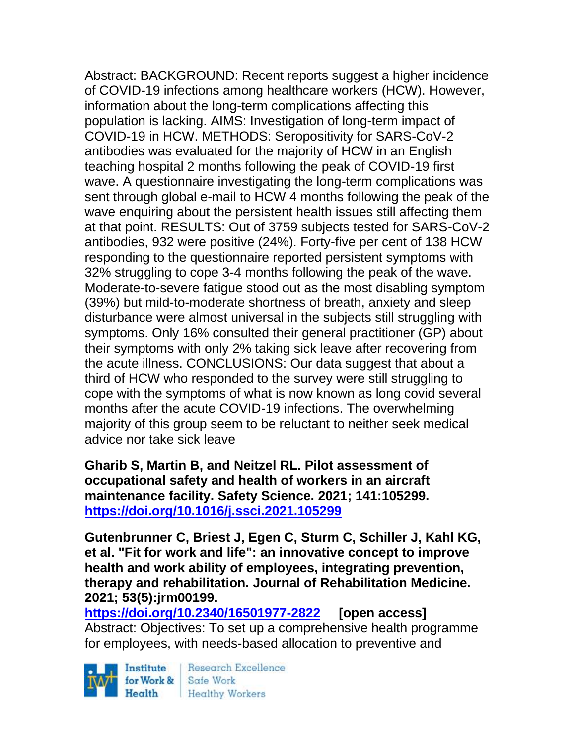Abstract: BACKGROUND: Recent reports suggest a higher incidence of COVID-19 infections among healthcare workers (HCW). However, information about the long-term complications affecting this population is lacking. AIMS: Investigation of long-term impact of COVID-19 in HCW. METHODS: Seropositivity for SARS-CoV-2 antibodies was evaluated for the majority of HCW in an English teaching hospital 2 months following the peak of COVID-19 first wave. A questionnaire investigating the long-term complications was sent through global e-mail to HCW 4 months following the peak of the wave enquiring about the persistent health issues still affecting them at that point. RESULTS: Out of 3759 subjects tested for SARS-CoV-2 antibodies, 932 were positive (24%). Forty-five per cent of 138 HCW responding to the questionnaire reported persistent symptoms with 32% struggling to cope 3-4 months following the peak of the wave. Moderate-to-severe fatigue stood out as the most disabling symptom (39%) but mild-to-moderate shortness of breath, anxiety and sleep disturbance were almost universal in the subjects still struggling with symptoms. Only 16% consulted their general practitioner (GP) about their symptoms with only 2% taking sick leave after recovering from the acute illness. CONCLUSIONS: Our data suggest that about a third of HCW who responded to the survey were still struggling to cope with the symptoms of what is now known as long covid several months after the acute COVID-19 infections. The overwhelming majority of this group seem to be reluctant to neither seek medical advice nor take sick leave

**Gharib S, Martin B, and Neitzel RL. Pilot assessment of occupational safety and health of workers in an aircraft maintenance facility. Safety Science. 2021; 141:105299. https://doi.org/10.1016/j.ssci.2021.105299**

**Gutenbrunner C, Briest J, Egen C, Sturm C, Schiller J, Kahl KG, et al. "Fit for work and life": an innovative concept to improve health and work ability of employees, integrating prevention, therapy and rehabilitation. Journal of Rehabilitation Medicine. 2021; 53(5):jrm00199.**
**https://doi.org/10.2340/16501977-2822 [open access]**
Abstract: Objectives: To set up a comprehensive health programme for employees, with needs-based allocation to preventive and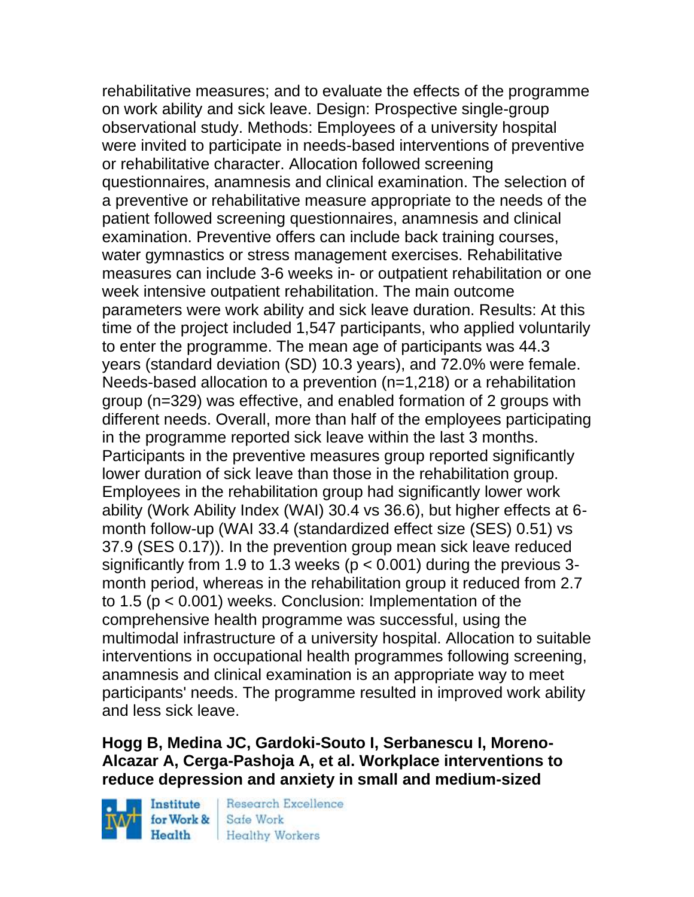rehabilitative measures; and to evaluate the effects of the programme on work ability and sick leave. Design: Prospective single-group observational study. Methods: Employees of a university hospital were invited to participate in needs-based interventions of preventive or rehabilitative character. Allocation followed screening questionnaires, anamnesis and clinical examination. The selection of a preventive or rehabilitative measure appropriate to the needs of the patient followed screening questionnaires, anamnesis and clinical examination. Preventive offers can include back training courses, water gymnastics or stress management exercises. Rehabilitative measures can include 3-6 weeks in- or outpatient rehabilitation or one week intensive outpatient rehabilitation. The main outcome parameters were work ability and sick leave duration. Results: At this time of the project included 1,547 participants, who applied voluntarily to enter the programme. The mean age of participants was 44.3 years (standard deviation (SD) 10.3 years), and 72.0% were female. Needs-based allocation to a prevention (n=1,218) or a rehabilitation group (n=329) was effective, and enabled formation of 2 groups with different needs. Overall, more than half of the employees participating in the programme reported sick leave within the last 3 months. Participants in the preventive measures group reported significantly lower duration of sick leave than those in the rehabilitation group. Employees in the rehabilitation group had significantly lower work ability (Work Ability Index (WAI) 30.4 vs 36.6), but higher effects at 6-month follow-up (WAI 33.4 (standardized effect size (SES) 0.51) vs 37.9 (SES 0.17)). In the prevention group mean sick leave reduced significantly from 1.9 to 1.3 weeks ($p < 0.001$) during the previous 3-month period, whereas in the rehabilitation group it reduced from 2.7 to 1.5 ($p < 0.001$) weeks. Conclusion: Implementation of the comprehensive health programme was successful, using the multimodal infrastructure of a university hospital. Allocation to suitable interventions in occupational health programmes following screening, anamnesis and clinical examination is an appropriate way to meet participants' needs. The programme resulted in improved work ability and less sick leave.

**Hogg B, Medina JC, Gardoki-Souto I, Serbanescu I, Moreno-Alcazar A, Cerga-Pashoja A, et al. Workplace interventions to reduce depression and anxiety in small and medium-sized**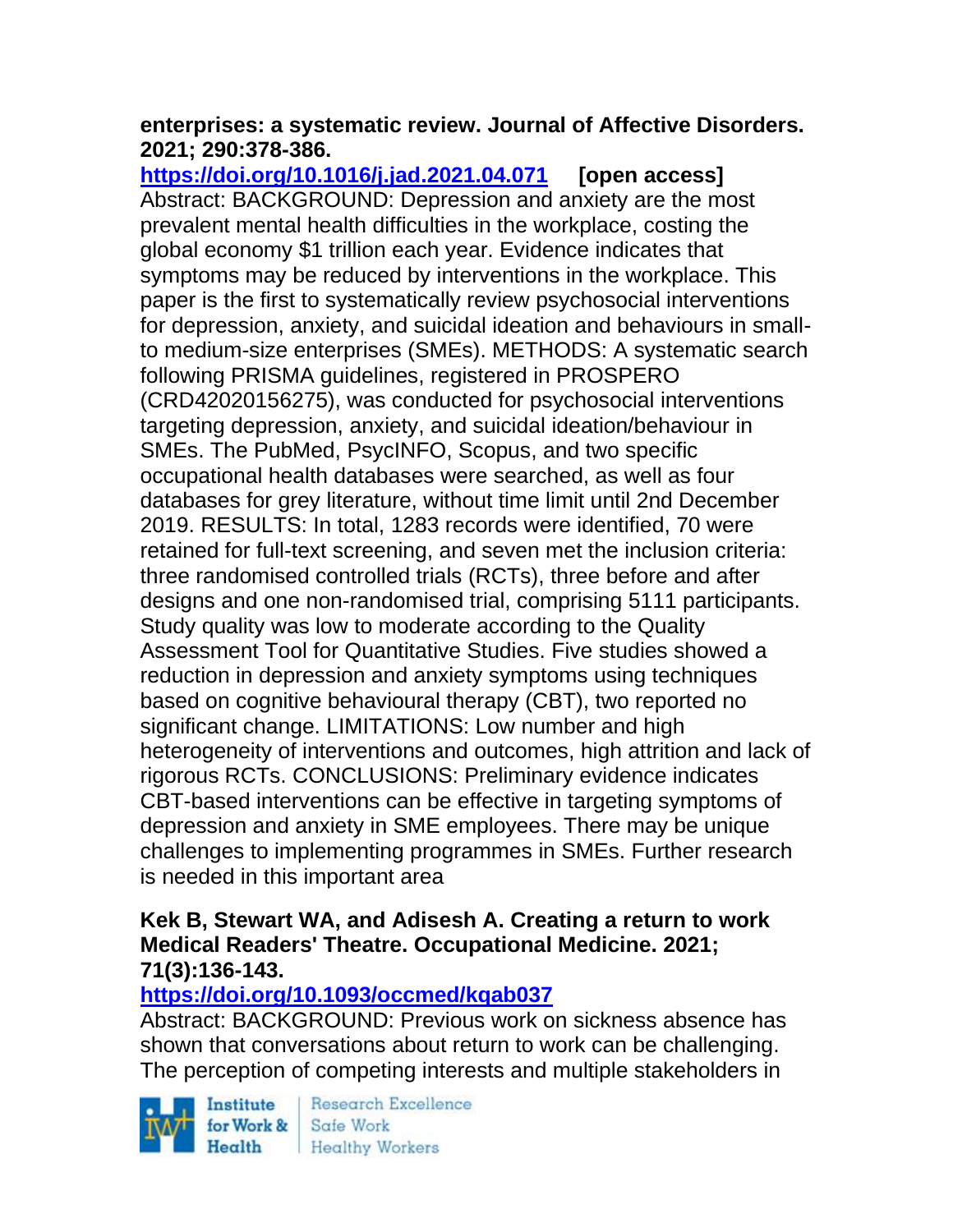**enterprises: a systematic review. Journal of Affective Disorders. 2021; 290:378-386.**
**https://doi.org/10.1016/j.jad.2021.04.071** **[open access]**
Abstract: BACKGROUND: Depression and anxiety are the most prevalent mental health difficulties in the workplace, costing the global economy $1 trillion each year. Evidence indicates that symptoms may be reduced by interventions in the workplace. This paper is the first to systematically review psychosocial interventions for depression, anxiety, and suicidal ideation and behaviours in small-to medium-size enterprises (SMEs). METHODS: A systematic search following PRISMA guidelines, registered in PROSPERO (CRD42020156275), was conducted for psychosocial interventions targeting depression, anxiety, and suicidal ideation/behaviour in SMEs. The PubMed, PsycINFO, Scopus, and two specific occupational health databases were searched, as well as four databases for grey literature, without time limit until 2nd December 2019. RESULTS: In total, 1283 records were identified, 70 were retained for full-text screening, and seven met the inclusion criteria: three randomised controlled trials (RCTs), three before and after designs and one non-randomised trial, comprising 5111 participants. Study quality was low to moderate according to the Quality Assessment Tool for Quantitative Studies. Five studies showed a reduction in depression and anxiety symptoms using techniques based on cognitive behavioural therapy (CBT), two reported no significant change. LIMITATIONS: Low number and high heterogeneity of interventions and outcomes, high attrition and lack of rigorous RCTs. CONCLUSIONS: Preliminary evidence indicates CBT-based interventions can be effective in targeting symptoms of depression and anxiety in SME employees. There may be unique challenges to implementing programmes in SMEs. Further research is needed in this important area

**Kek B, Stewart WA, and Adisesh A. Creating a return to work Medical Readers' Theatre. Occupational Medicine. 2021; 71(3):136-143.**
**https://doi.org/10.1093/occmed/kqab037**
Abstract: BACKGROUND: Previous work on sickness absence has shown that conversations about return to work can be challenging. The perception of competing interests and multiple stakeholders in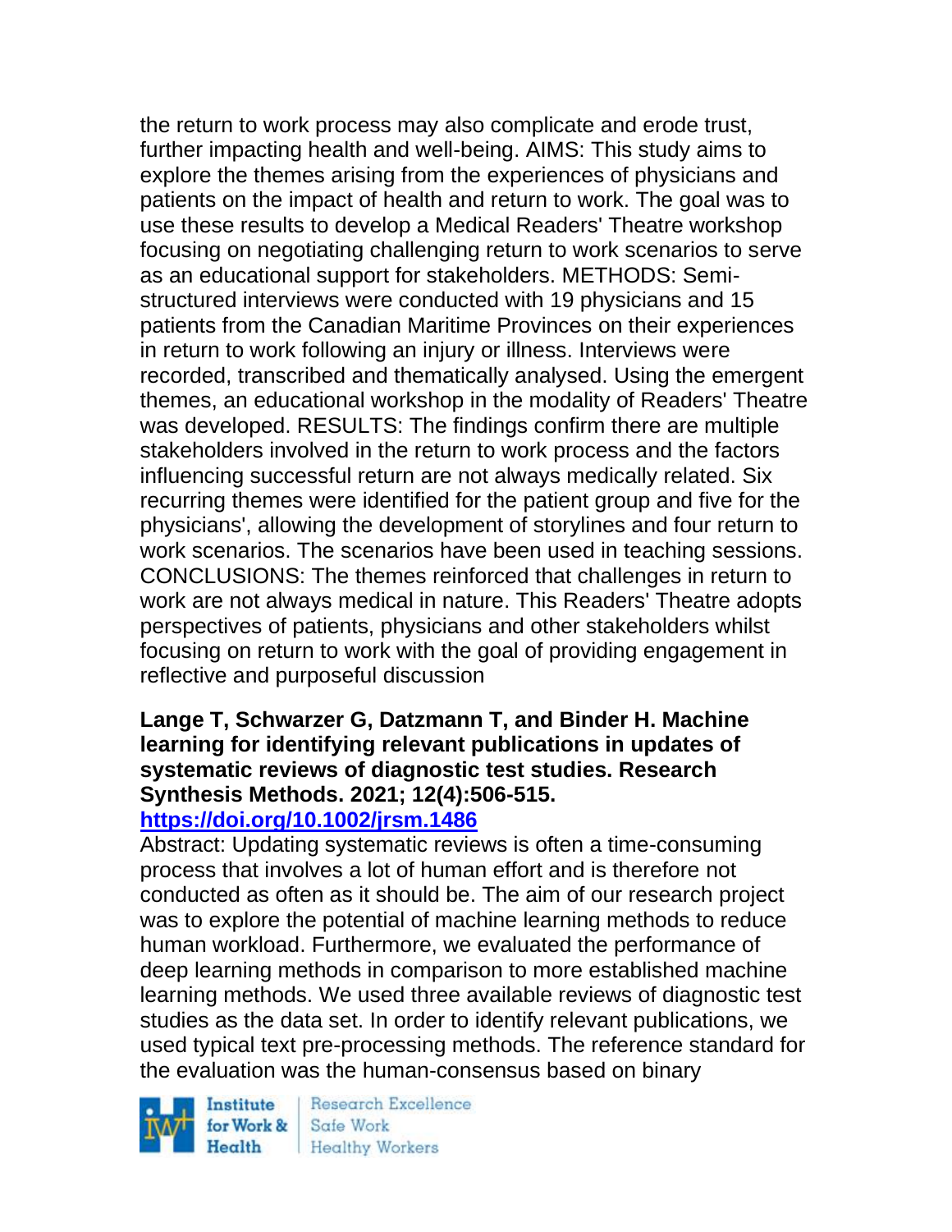the return to work process may also complicate and erode trust, further impacting health and well-being. AIMS: This study aims to explore the themes arising from the experiences of physicians and patients on the impact of health and return to work. The goal was to use these results to develop a Medical Readers' Theatre workshop focusing on negotiating challenging return to work scenarios to serve as an educational support for stakeholders. METHODS: Semi-structured interviews were conducted with 19 physicians and 15 patients from the Canadian Maritime Provinces on their experiences in return to work following an injury or illness. Interviews were recorded, transcribed and thematically analysed. Using the emergent themes, an educational workshop in the modality of Readers' Theatre was developed. RESULTS: The findings confirm there are multiple stakeholders involved in the return to work process and the factors influencing successful return are not always medically related. Six recurring themes were identified for the patient group and five for the physicians', allowing the development of storylines and four return to work scenarios. The scenarios have been used in teaching sessions. CONCLUSIONS: The themes reinforced that challenges in return to work are not always medical in nature. This Readers' Theatre adopts perspectives of patients, physicians and other stakeholders whilst focusing on return to work with the goal of providing engagement in reflective and purposeful discussion

**Lange T, Schwarzer G, Datzmann T, and Binder H. Machine learning for identifying relevant publications in updates of systematic reviews of diagnostic test studies. Research Synthesis Methods. 2021; 12(4):506-515.**
**https://doi.org/10.1002/jrsm.1486**
Abstract: Updating systematic reviews is often a time-consuming process that involves a lot of human effort and is therefore not conducted as often as it should be. The aim of our research project was to explore the potential of machine learning methods to reduce human workload. Furthermore, we evaluated the performance of deep learning methods in comparison to more established machine learning methods. We used three available reviews of diagnostic test studies as the data set. In order to identify relevant publications, we used typical text pre-processing methods. The reference standard for the evaluation was the human-consensus based on binary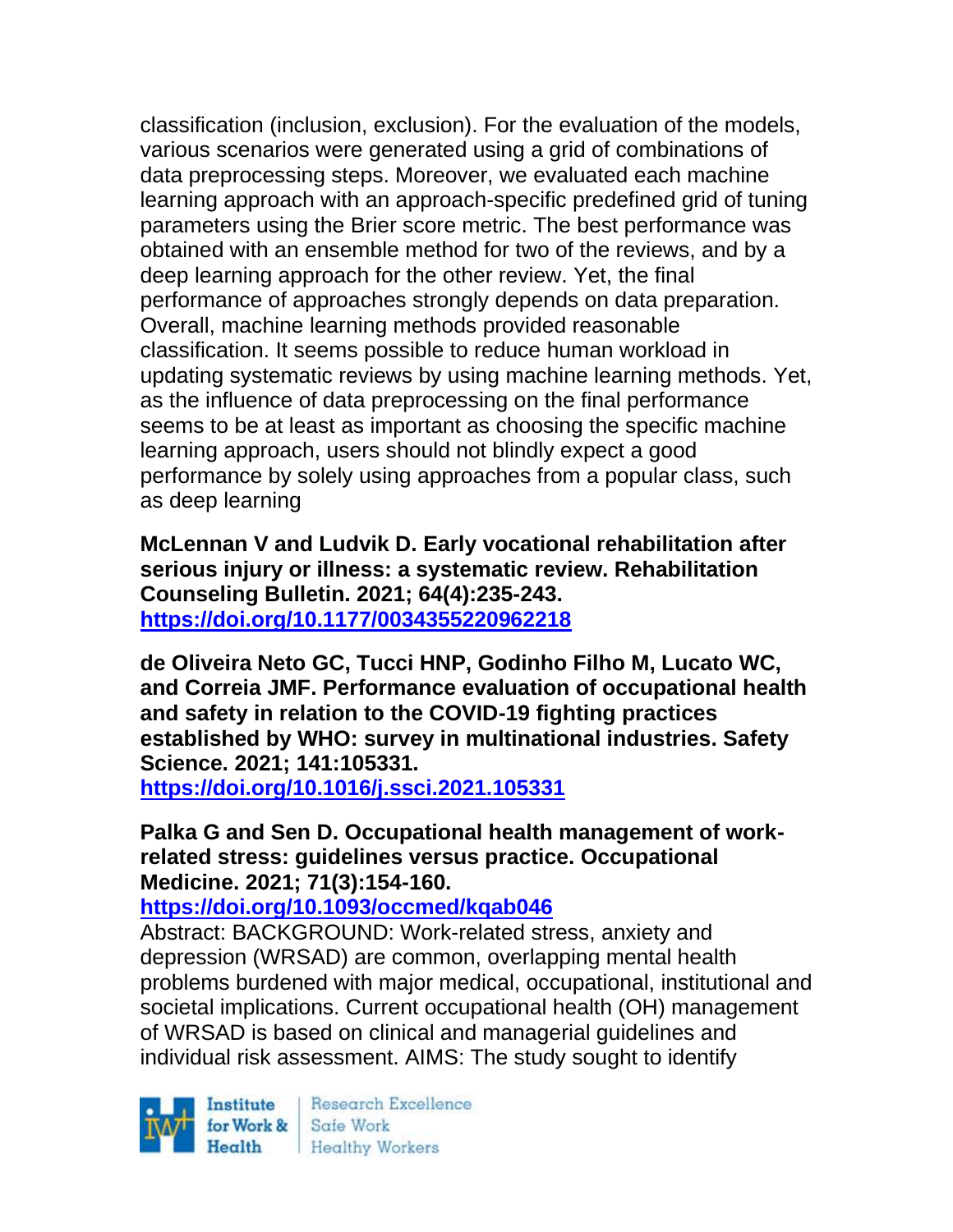classification (inclusion, exclusion). For the evaluation of the models, various scenarios were generated using a grid of combinations of data preprocessing steps. Moreover, we evaluated each machine learning approach with an approach-specific predefined grid of tuning parameters using the Brier score metric. The best performance was obtained with an ensemble method for two of the reviews, and by a deep learning approach for the other review. Yet, the final performance of approaches strongly depends on data preparation. Overall, machine learning methods provided reasonable classification. It seems possible to reduce human workload in updating systematic reviews by using machine learning methods. Yet, as the influence of data preprocessing on the final performance seems to be at least as important as choosing the specific machine learning approach, users should not blindly expect a good performance by solely using approaches from a popular class, such as deep learning

**McLennan V and Ludvik D. Early vocational rehabilitation after serious injury or illness: a systematic review. Rehabilitation Counseling Bulletin. 2021; 64(4):235-243.**
**https://doi.org/10.1177/0034355220962218**

**de Oliveira Neto GC, Tucci HNP, Godinho Filho M, Lucato WC, and Correia JMF. Performance evaluation of occupational health and safety in relation to the COVID-19 fighting practices established by WHO: survey in multinational industries. Safety Science. 2021; 141:105331.**
**https://doi.org/10.1016/j.ssci.2021.105331**

**Palka G and Sen D. Occupational health management of work-related stress: guidelines versus practice. Occupational Medicine. 2021; 71(3):154-160.**
**https://doi.org/10.1093/occmed/kqab046**
Abstract: BACKGROUND: Work-related stress, anxiety and depression (WRSAD) are common, overlapping mental health problems burdened with major medical, occupational, institutional and societal implications. Current occupational health (OH) management of WRSAD is based on clinical and managerial guidelines and individual risk assessment. AIMS: The study sought to identify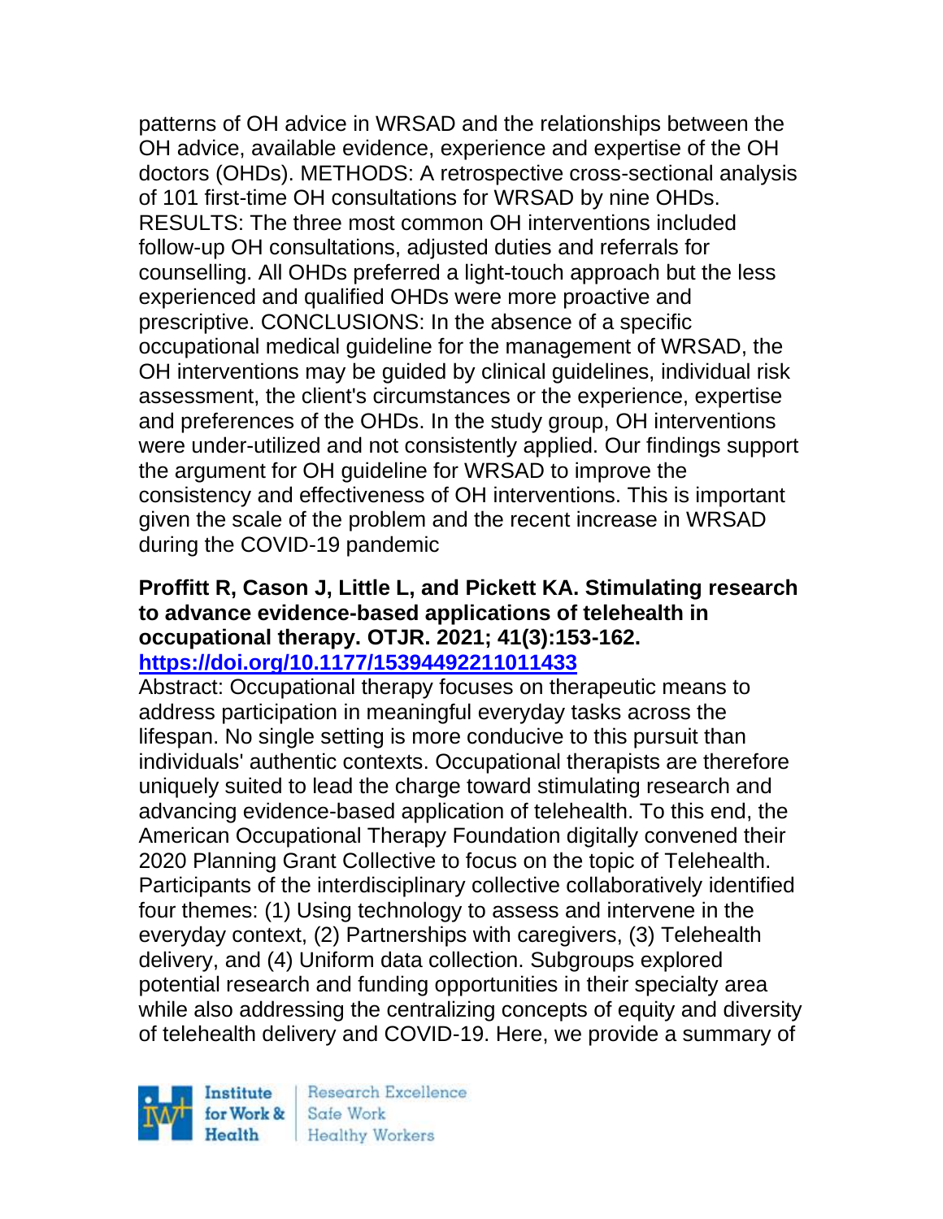patterns of OH advice in WRSAD and the relationships between the OH advice, available evidence, experience and expertise of the OH doctors (OHDs). METHODS: A retrospective cross-sectional analysis of 101 first-time OH consultations for WRSAD by nine OHDs. RESULTS: The three most common OH interventions included follow-up OH consultations, adjusted duties and referrals for counselling. All OHDs preferred a light-touch approach but the less experienced and qualified OHDs were more proactive and prescriptive. CONCLUSIONS: In the absence of a specific occupational medical guideline for the management of WRSAD, the OH interventions may be guided by clinical guidelines, individual risk assessment, the client's circumstances or the experience, expertise and preferences of the OHDs. In the study group, OH interventions were under-utilized and not consistently applied. Our findings support the argument for OH guideline for WRSAD to improve the consistency and effectiveness of OH interventions. This is important given the scale of the problem and the recent increase in WRSAD during the COVID-19 pandemic

**Proffitt R, Cason J, Little L, and Pickett KA. Stimulating research to advance evidence-based applications of telehealth in occupational therapy. OTJR. 2021; 41(3):153-162.**
**https://doi.org/10.1177/15394492211011433**

Abstract: Occupational therapy focuses on therapeutic means to address participation in meaningful everyday tasks across the lifespan. No single setting is more conducive to this pursuit than individuals' authentic contexts. Occupational therapists are therefore uniquely suited to lead the charge toward stimulating research and advancing evidence-based application of telehealth. To this end, the American Occupational Therapy Foundation digitally convened their 2020 Planning Grant Collective to focus on the topic of Telehealth. Participants of the interdisciplinary collective collaboratively identified four themes: (1) Using technology to assess and intervene in the everyday context, (2) Partnerships with caregivers, (3) Telehealth delivery, and (4) Uniform data collection. Subgroups explored potential research and funding opportunities in their specialty area while also addressing the centralizing concepts of equity and diversity of telehealth delivery and COVID-19. Here, we provide a summary of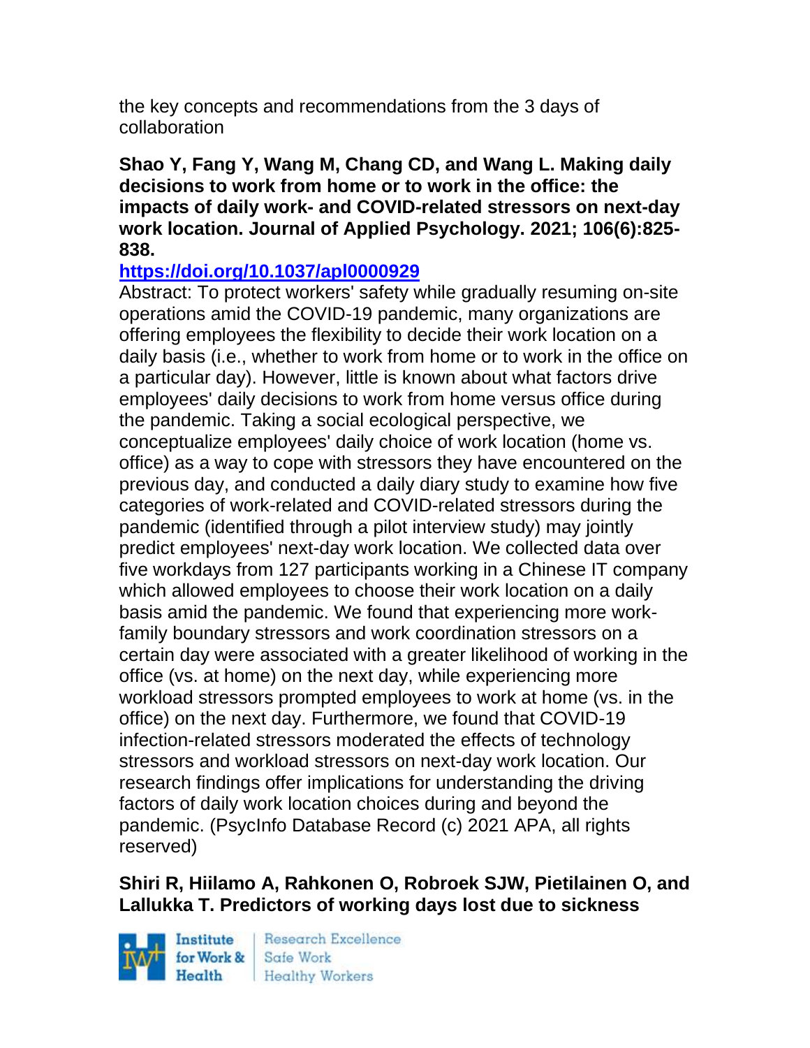the key concepts and recommendations from the 3 days of collaboration

**Shao Y, Fang Y, Wang M, Chang CD, and Wang L. Making daily decisions to work from home or to work in the office: the impacts of daily work- and COVID-related stressors on next-day work location. Journal of Applied Psychology. 2021; 106(6):825-838.**

**https://doi.org/10.1037/apl0000929**

Abstract: To protect workers' safety while gradually resuming on-site operations amid the COVID-19 pandemic, many organizations are offering employees the flexibility to decide their work location on a daily basis (i.e., whether to work from home or to work in the office on a particular day). However, little is known about what factors drive employees' daily decisions to work from home versus office during the pandemic. Taking a social ecological perspective, we conceptualize employees' daily choice of work location (home vs. office) as a way to cope with stressors they have encountered on the previous day, and conducted a daily diary study to examine how five categories of work-related and COVID-related stressors during the pandemic (identified through a pilot interview study) may jointly predict employees' next-day work location. We collected data over five workdays from 127 participants working in a Chinese IT company which allowed employees to choose their work location on a daily basis amid the pandemic. We found that experiencing more work-family boundary stressors and work coordination stressors on a certain day were associated with a greater likelihood of working in the office (vs. at home) on the next day, while experiencing more workload stressors prompted employees to work at home (vs. in the office) on the next day. Furthermore, we found that COVID-19 infection-related stressors moderated the effects of technology stressors and workload stressors on next-day work location. Our research findings offer implications for understanding the driving factors of daily work location choices during and beyond the pandemic. (PsycInfo Database Record (c) 2021 APA, all rights reserved)

**Shiri R, Hiilamo A, Rahkonen O, Robroek SJW, Pietilainen O, and Lallukka T. Predictors of working days lost due to sickness**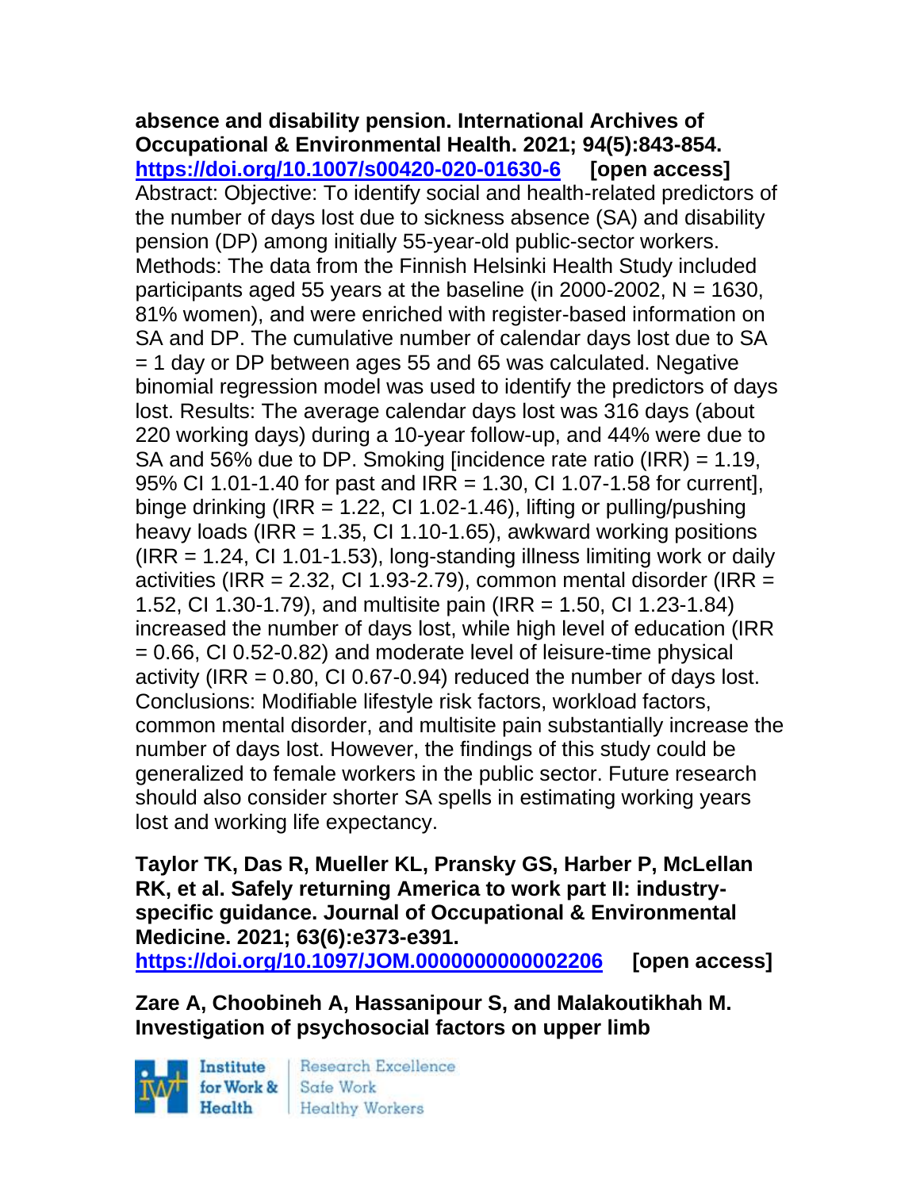**absence and disability pension. International Archives of Occupational & Environmental Health. 2021; 94(5):843-854. https://doi.org/10.1007/s00420-020-01630-6 [open access]**

Abstract: Objective: To identify social and health-related predictors of the number of days lost due to sickness absence (SA) and disability pension (DP) among initially 55-year-old public-sector workers. Methods: The data from the Finnish Helsinki Health Study included participants aged 55 years at the baseline (in 2000-2002, N = 1630, 81% women), and were enriched with register-based information on SA and DP. The cumulative number of calendar days lost due to SA = 1 day or DP between ages 55 and 65 was calculated. Negative binomial regression model was used to identify the predictors of days lost. Results: The average calendar days lost was 316 days (about 220 working days) during a 10-year follow-up, and 44% were due to SA and 56% due to DP. Smoking [incidence rate ratio (IRR) = 1.19, 95% CI 1.01-1.40 for past and IRR = 1.30, CI 1.07-1.58 for current], binge drinking (IRR = 1.22, CI 1.02-1.46), lifting or pulling/pushing heavy loads (IRR = 1.35, CI 1.10-1.65), awkward working positions (IRR = 1.24, CI 1.01-1.53), long-standing illness limiting work or daily activities (IRR = 2.32, CI 1.93-2.79), common mental disorder (IRR = 1.52, CI 1.30-1.79), and multisite pain (IRR = 1.50, CI 1.23-1.84) increased the number of days lost, while high level of education (IRR = 0.66, CI 0.52-0.82) and moderate level of leisure-time physical activity (IRR = 0.80, CI 0.67-0.94) reduced the number of days lost. Conclusions: Modifiable lifestyle risk factors, workload factors, common mental disorder, and multisite pain substantially increase the number of days lost. However, the findings of this study could be generalized to female workers in the public sector. Future research should also consider shorter SA spells in estimating working years lost and working life expectancy.

**Taylor TK, Das R, Mueller KL, Pransky GS, Harber P, McLellan RK, et al. Safely returning America to work part II: industry-specific guidance. Journal of Occupational & Environmental Medicine. 2021; 63(6):e373-e391. https://doi.org/10.1097/JOM.0000000000002206 [open access]**

**Zare A, Choobineh A, Hassanipour S, and Malakoutikhah M. Investigation of psychosocial factors on upper limb**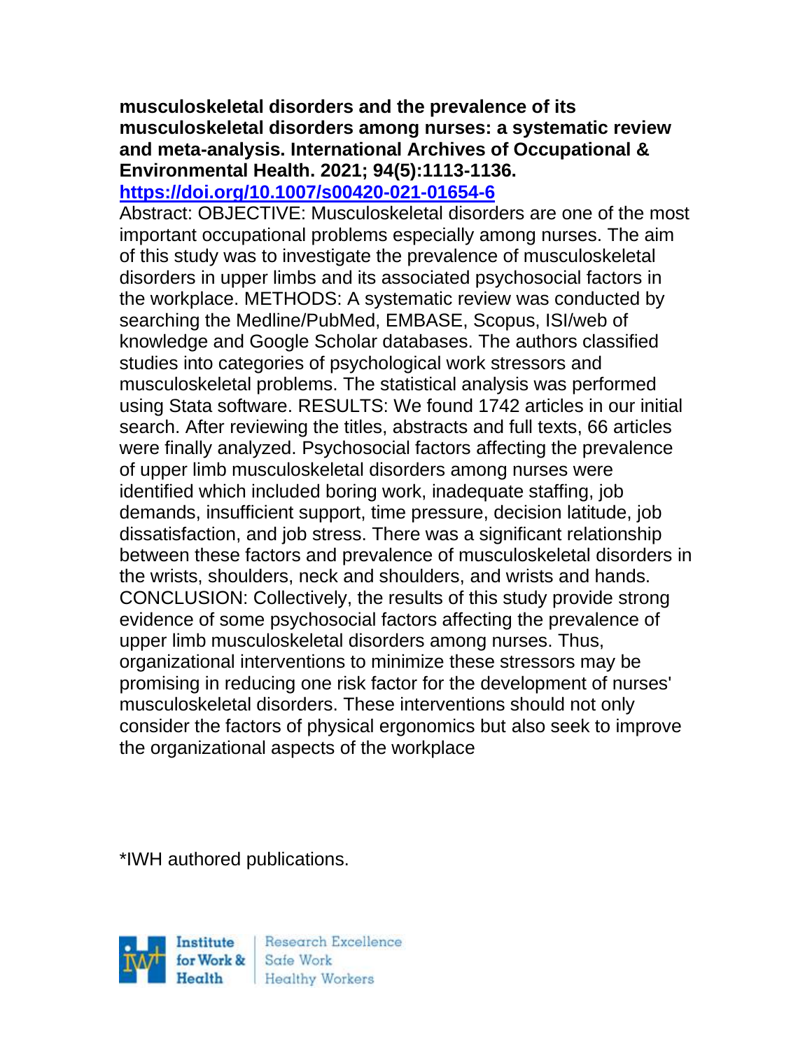**musculoskeletal disorders and the prevalence of its musculoskeletal disorders among nurses: a systematic review and meta-analysis. International Archives of Occupational & Environmental Health. 2021; 94(5):1113-1136.**
**https://doi.org/10.1007/s00420-021-01654-6**

Abstract: OBJECTIVE: Musculoskeletal disorders are one of the most important occupational problems especially among nurses. The aim of this study was to investigate the prevalence of musculoskeletal disorders in upper limbs and its associated psychosocial factors in the workplace. METHODS: A systematic review was conducted by searching the Medline/PubMed, EMBASE, Scopus, ISI/web of knowledge and Google Scholar databases. The authors classified studies into categories of psychological work stressors and musculoskeletal problems. The statistical analysis was performed using Stata software. RESULTS: We found 1742 articles in our initial search. After reviewing the titles, abstracts and full texts, 66 articles were finally analyzed. Psychosocial factors affecting the prevalence of upper limb musculoskeletal disorders among nurses were identified which included boring work, inadequate staffing, job demands, insufficient support, time pressure, decision latitude, job dissatisfaction, and job stress. There was a significant relationship between these factors and prevalence of musculoskeletal disorders in the wrists, shoulders, neck and shoulders, and wrists and hands. CONCLUSION: Collectively, the results of this study provide strong evidence of some psychosocial factors affecting the prevalence of upper limb musculoskeletal disorders among nurses. Thus, organizational interventions to minimize these stressors may be promising in reducing one risk factor for the development of nurses' musculoskeletal disorders. These interventions should not only consider the factors of physical ergonomics but also seek to improve the organizational aspects of the workplace

*IWH authored publications.